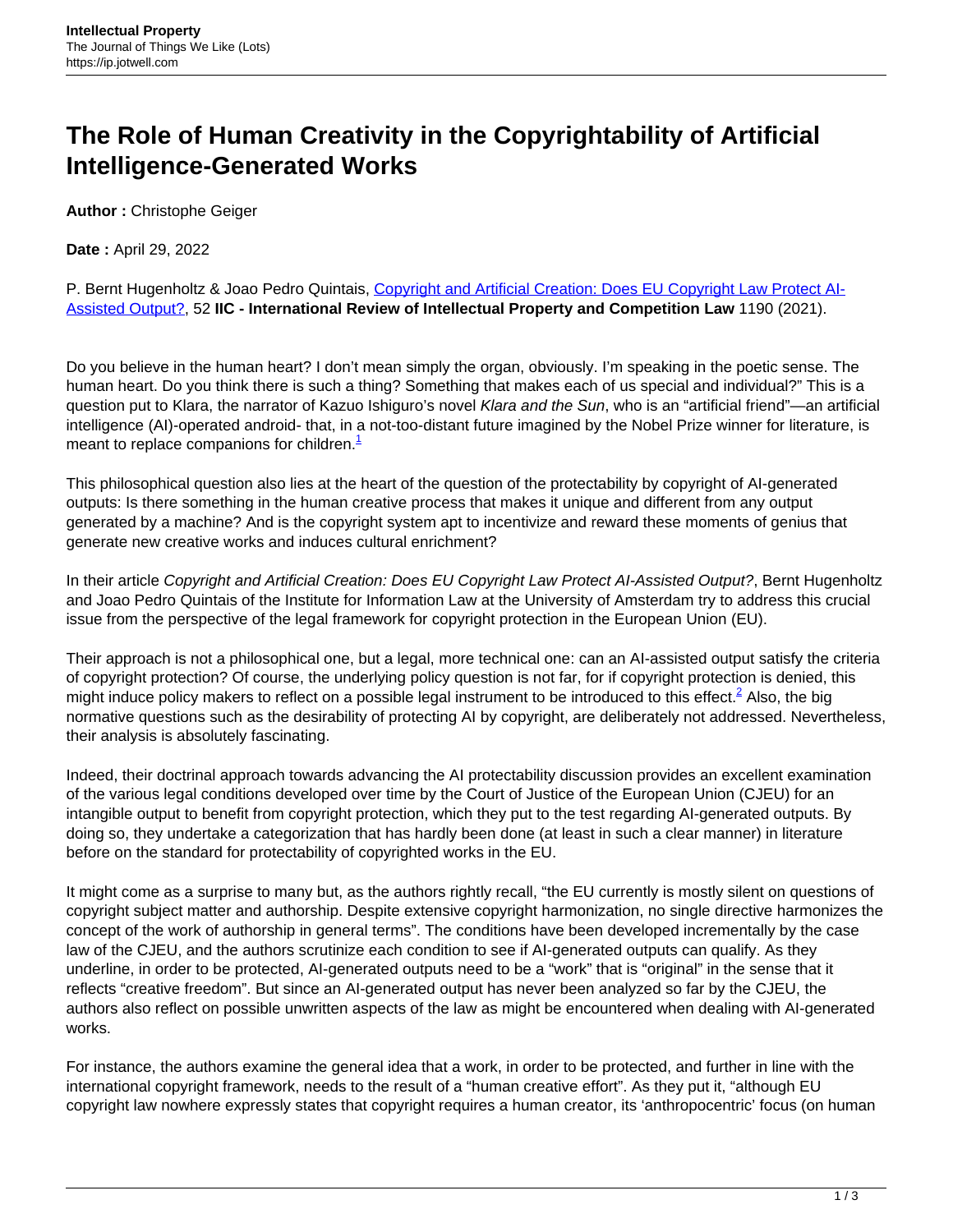# The Role of Human Creativity in the Copyrightability of Artificial Intelligence-Generated Works

**Author :** Christophe Geiger

**Date :** April 29, 2022

P. Bernt Hugenholtz & Joao Pedro Quintais, Copyright and Artificial Creation: Does EU Copyright Law Protect AI-Assisted Output?, 52 **IIC - International Review of Intellectual Property and Competition Law** 1190 (2021).

Do you believe in the human heart? I don't mean simply the organ, obviously. I'm speaking in the poetic sense. The human heart. Do you think there is such a thing? Something that makes each of us special and individual?" This is a question put to Klara, the narrator of Kazuo Ishiguro's novel *Klara and the Sun*, who is an "artificial friend"—an artificial intelligence (AI)-operated android- that, in a not-too-distant future imagined by the Nobel Prize winner for literature, is meant to replace companions for children.[1]

This philosophical question also lies at the heart of the question of the protectability by copyright of AI-generated outputs: Is there something in the human creative process that makes it unique and different from any output generated by a machine? And is the copyright system apt to incentivize and reward these moments of genius that generate new creative works and induces cultural enrichment?

In their article *Copyright and Artificial Creation: Does EU Copyright Law Protect AI-Assisted Output?*, Bernt Hugenholtz and Joao Pedro Quintais of the Institute for Information Law at the University of Amsterdam try to address this crucial issue from the perspective of the legal framework for copyright protection in the European Union (EU).

Their approach is not a philosophical one, but a legal, more technical one: can an AI-assisted output satisfy the criteria of copyright protection? Of course, the underlying policy question is not far, for if copyright protection is denied, this might induce policy makers to reflect on a possible legal instrument to be introduced to this effect.[2] Also, the big normative questions such as the desirability of protecting AI by copyright, are deliberately not addressed. Nevertheless, their analysis is absolutely fascinating.

Indeed, their doctrinal approach towards advancing the AI protectability discussion provides an excellent examination of the various legal conditions developed over time by the Court of Justice of the European Union (CJEU) for an intangible output to benefit from copyright protection, which they put to the test regarding AI-generated outputs. By doing so, they undertake a categorization that has hardly been done (at least in such a clear manner) in literature before on the standard for protectability of copyrighted works in the EU.

It might come as a surprise to many but, as the authors rightly recall, "the EU currently is mostly silent on questions of copyright subject matter and authorship. Despite extensive copyright harmonization, no single directive harmonizes the concept of the work of authorship in general terms". The conditions have been developed incrementally by the case law of the CJEU, and the authors scrutinize each condition to see if AI-generated outputs can qualify. As they underline, in order to be protected, AI-generated outputs need to be a "work" that is "original" in the sense that it reflects "creative freedom". But since an AI-generated output has never been analyzed so far by the CJEU, the authors also reflect on possible unwritten aspects of the law as might be encountered when dealing with AI-generated works.

For instance, the authors examine the general idea that a work, in order to be protected, and further in line with the international copyright framework, needs to the result of a "human creative effort". As they put it, "although EU copyright law nowhere expressly states that copyright requires a human creator, its 'anthropocentric' focus (on human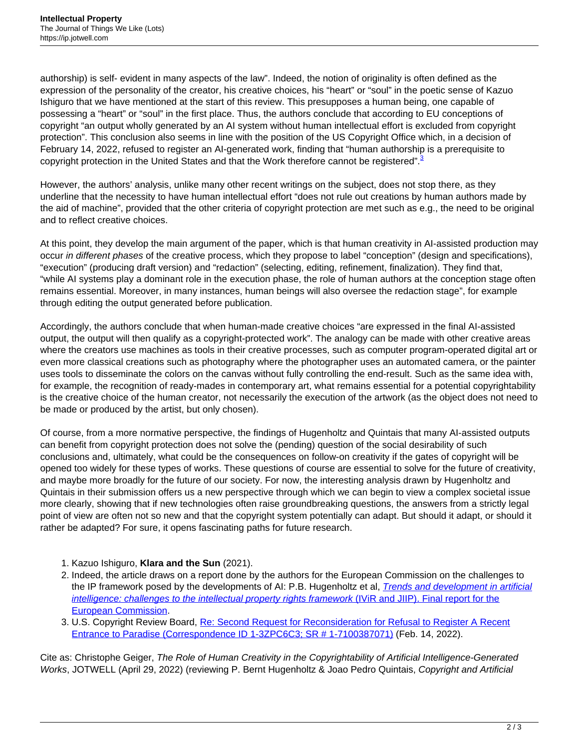authorship) is self- evident in many aspects of the law". Indeed, the notion of originality is often defined as the expression of the personality of the creator, his creative choices, his "heart" or "soul" in the poetic sense of Kazuo Ishiguro that we have mentioned at the start of this review. This presupposes a human being, one capable of possessing a "heart" or "soul" in the first place. Thus, the authors conclude that according to EU conceptions of copyright "an output wholly generated by an AI system without human intellectual effort is excluded from copyright protection". This conclusion also seems in line with the position of the US Copyright Office which, in a decision of February 14, 2022, refused to register an AI-generated work, finding that "human authorship is a prerequisite to copyright protection in the United States and that the Work therefore cannot be registered".[3]

However, the authors' analysis, unlike many other recent writings on the subject, does not stop there, as they underline that the necessity to have human intellectual effort "does not rule out creations by human authors made by the aid of machine", provided that the other criteria of copyright protection are met such as e.g., the need to be original and to reflect creative choices.

At this point, they develop the main argument of the paper, which is that human creativity in AI-assisted production may occur *in different phases* of the creative process, which they propose to label "conception" (design and specifications), "execution" (producing draft version) and "redaction" (selecting, editing, refinement, finalization). They find that, "while AI systems play a dominant role in the execution phase, the role of human authors at the conception stage often remains essential. Moreover, in many instances, human beings will also oversee the redaction stage", for example through editing the output generated before publication.

Accordingly, the authors conclude that when human-made creative choices "are expressed in the final AI-assisted output, the output will then qualify as a copyright-protected work". The analogy can be made with other creative areas where the creators use machines as tools in their creative processes, such as computer program-operated digital art or even more classical creations such as photography where the photographer uses an automated camera, or the painter uses tools to disseminate the colors on the canvas without fully controlling the end-result. Such as the same idea with, for example, the recognition of ready-mades in contemporary art, what remains essential for a potential copyrightability is the creative choice of the human creator, not necessarily the execution of the artwork (as the object does not need to be made or produced by the artist, but only chosen).

Of course, from a more normative perspective, the findings of Hugenholtz and Quintais that many AI-assisted outputs can benefit from copyright protection does not solve the (pending) question of the social desirability of such conclusions and, ultimately, what could be the consequences on follow-on creativity if the gates of copyright will be opened too widely for these types of works. These questions of course are essential to solve for the future of creativity, and maybe more broadly for the future of our society. For now, the interesting analysis drawn by Hugenholtz and Quintais in their submission offers us a new perspective through which we can begin to view a complex societal issue more clearly, showing that if new technologies often raise groundbreaking questions, the answers from a strictly legal point of view are often not so new and that the copyright system potentially can adapt. But should it adapt, or should it rather be adapted? For sure, it opens fascinating paths for future research.

1. Kazuo Ishiguro, **Klara and the Sun** (2021).
2. Indeed, the article draws on a report done by the authors for the European Commission on the challenges to the IP framework posed by the developments of AI: P.B. Hugenholtz et al, *Trends and development in artificial intelligence: challenges to the intellectual property rights framework* (IViR and JIIP). Final report for the European Commission.
3. U.S. Copyright Review Board, Re: Second Request for Reconsideration for Refusal to Register A Recent Entrance to Paradise (Correspondence ID 1-3ZPC6C3; SR # 1-7100387071) (Feb. 14, 2022).

Cite as: Christophe Geiger, *The Role of Human Creativity in the Copyrightability of Artificial Intelligence-Generated Works*, JOTWELL (April 29, 2022) (reviewing P. Bernt Hugenholtz & Joao Pedro Quintais, *Copyright and Artificial*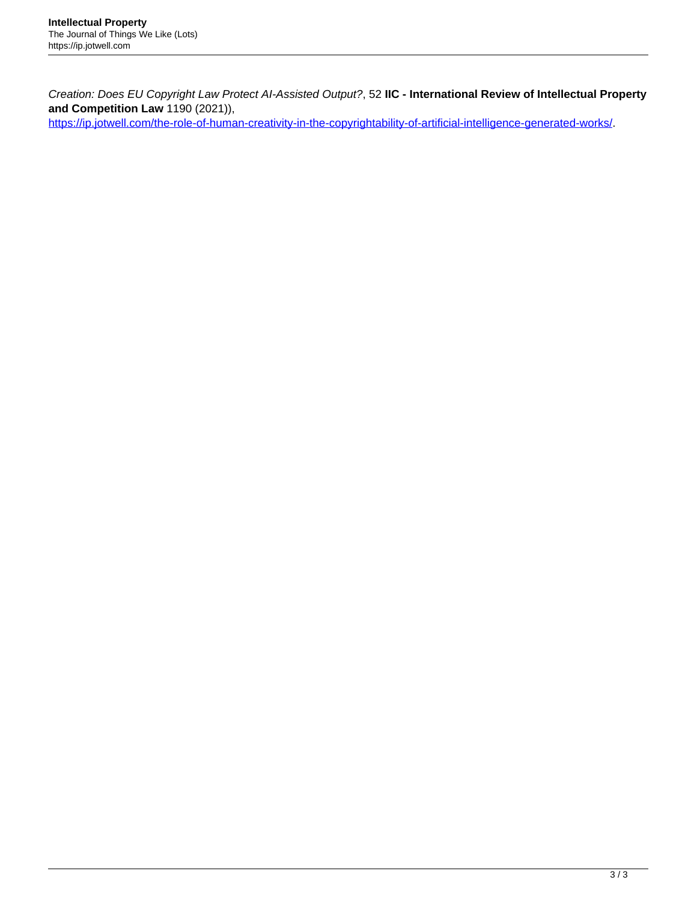*Creation: Does EU Copyright Law Protect AI-Assisted Output?*, 52 **IIC - International Review of Intellectual Property and Competition Law** 1190 (2021)),
https://ip.jotwell.com/the-role-of-human-creativity-in-the-copyrightability-of-artificial-intelligence-generated-works/.